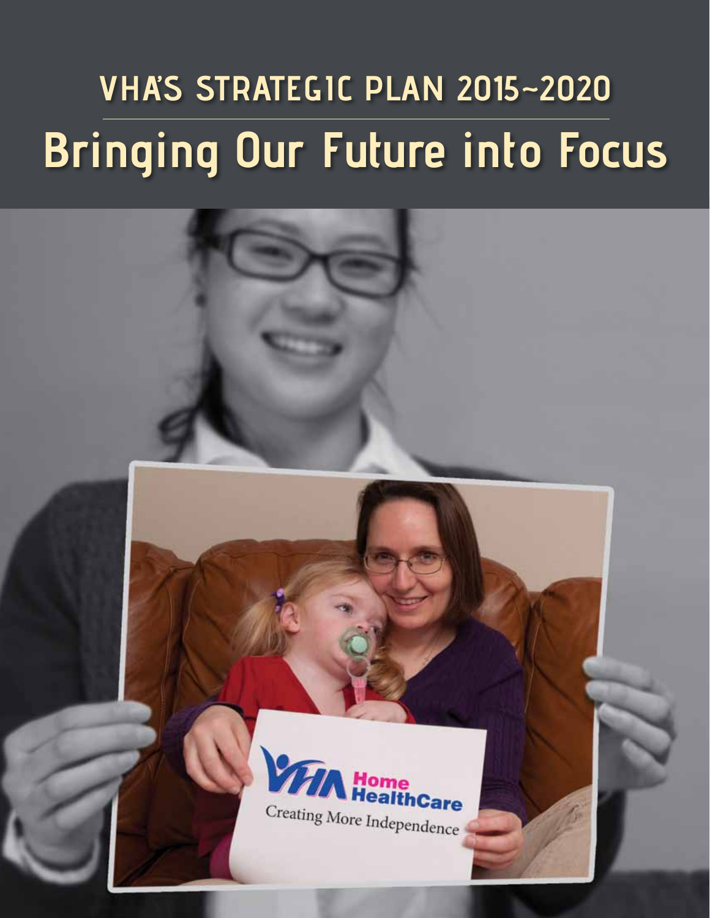# VHA'S STRATEGIC PLAN 2015~2020

# Bringing Our Future into Focus

VHA Home HealthCare

Creating More Independence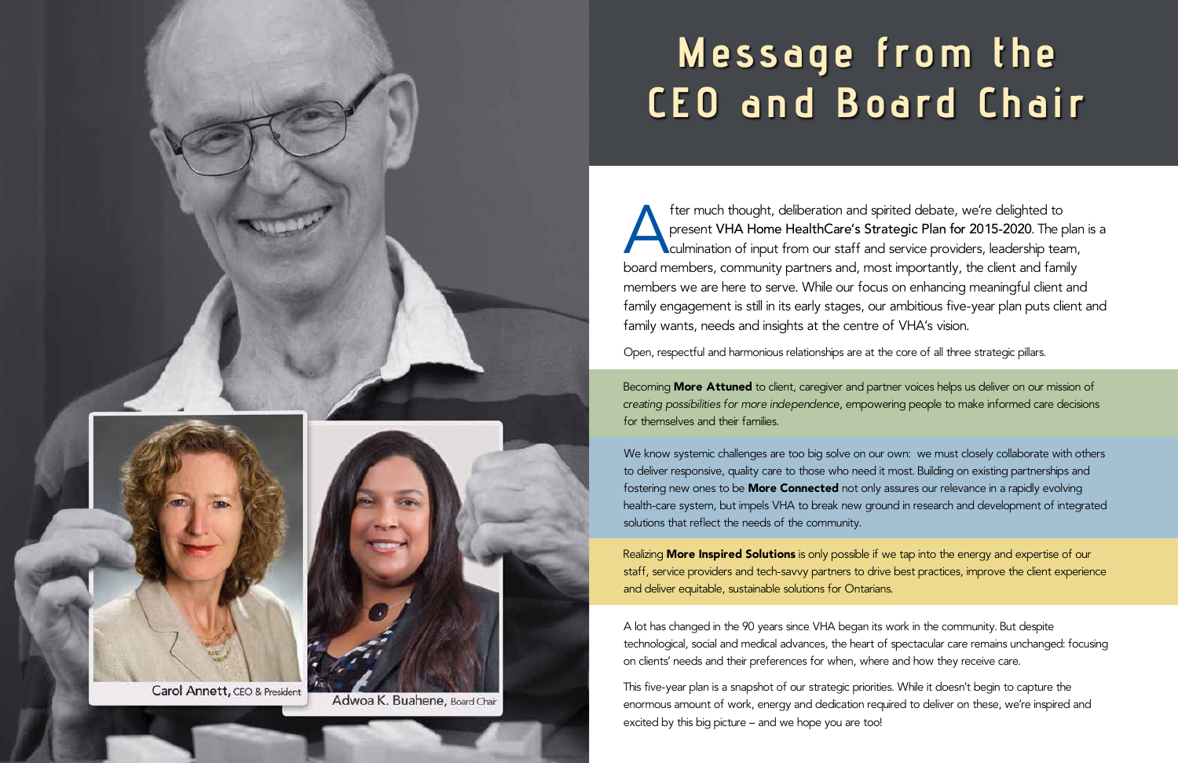# Message from the CEO and Board Chair

After much thought, deliberation and spirited debate, we're delighted to present **VHA Home HealthCare's Strategic Plan for 2015-2020**. The plan is a culmination of input from our staff and service providers, leadership team, board members, community partners and, most importantly, the client and family members we are here to serve. While our focus on enhancing meaningful client and family engagement is still in its early stages, our ambitious five-year plan puts client and family wants, needs and insights at the centre of VHA's vision.

Open, respectful and harmonious relationships are at the core of all three strategic pillars.

Becoming **More Attuned** to client, caregiver and partner voices helps us deliver on our mission of *creating possibilities for more independence*, empowering people to make informed care decisions for themselves and their families.

We know systemic challenges are too big solve on our own: we must closely collaborate with others to deliver responsive, quality care to those who need it most. Building on existing partnerships and fostering new ones to be **More Connected** not only assures our relevance in a rapidly evolving health-care system, but impels VHA to break new ground in research and development of integrated solutions that reflect the needs of the community.

Realizing **More Inspired Solutions** is only possible if we tap into the energy and expertise of our staff, service providers and tech-savvy partners to drive best practices, improve the client experience and deliver equitable, sustainable solutions for Ontarians.

A lot has changed in the 90 years since VHA began its work in the community. But despite technological, social and medical advances, the heart of spectacular care remains unchanged: focusing on clients' needs and their preferences for when, where and how they receive care.

This five-year plan is a snapshot of our strategic priorities. While it doesn't begin to capture the enormous amount of work, energy and dedication required to deliver on these, we're inspired and excited by this big picture – and we hope you are too!

Carol Annett, CEO & President

Adwoa K. Buahene, Board Chair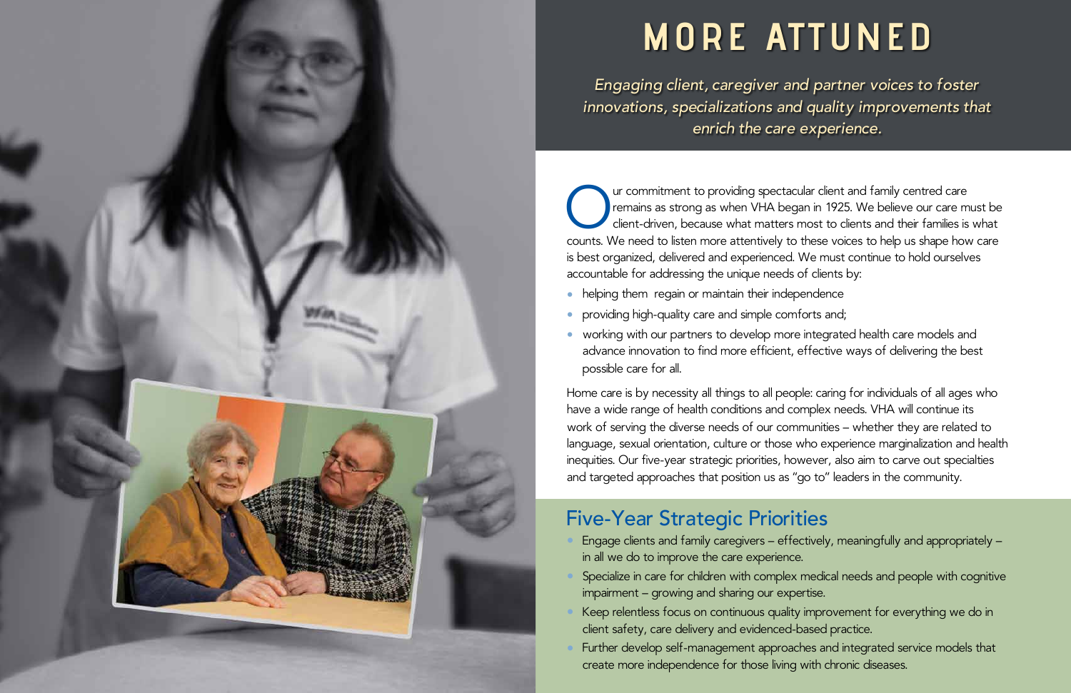# MORE ATTUNED

*Engaging client, caregiver and partner voices to foster innovations, specializations and quality improvements that enrich the care experience.*

Our commitment to providing spectacular client and family centred care remains as strong as when VHA began in 1925. We believe our care must be client-driven, because what matters most to clients and their families is what counts. We need to listen more attentively to these voices to help us shape how care is best organized, delivered and experienced. We must continue to hold ourselves accountable for addressing the unique needs of clients by:

- helping them regain or maintain their independence
- providing high-quality care and simple comforts and;
- working with our partners to develop more integrated health care models and advance innovation to find more efficient, effective ways of delivering the best possible care for all.

Home care is by necessity all things to all people: caring for individuals of all ages who have a wide range of health conditions and complex needs. VHA will continue its work of serving the diverse needs of our communities – whether they are related to language, sexual orientation, culture or those who experience marginalization and health inequities. Our five-year strategic priorities, however, also aim to carve out specialties and targeted approaches that position us as "go to" leaders in the community.

## Five-Year Strategic Priorities

- Engage clients and family caregivers – effectively, meaningfully and appropriately – in all we do to improve the care experience.
- Specialize in care for children with complex medical needs and people with cognitive impairment – growing and sharing our expertise.
- Keep relentless focus on continuous quality improvement for everything we do in client safety, care delivery and evidenced-based practice.
- Further develop self-management approaches and integrated service models that create more independence for those living with chronic diseases.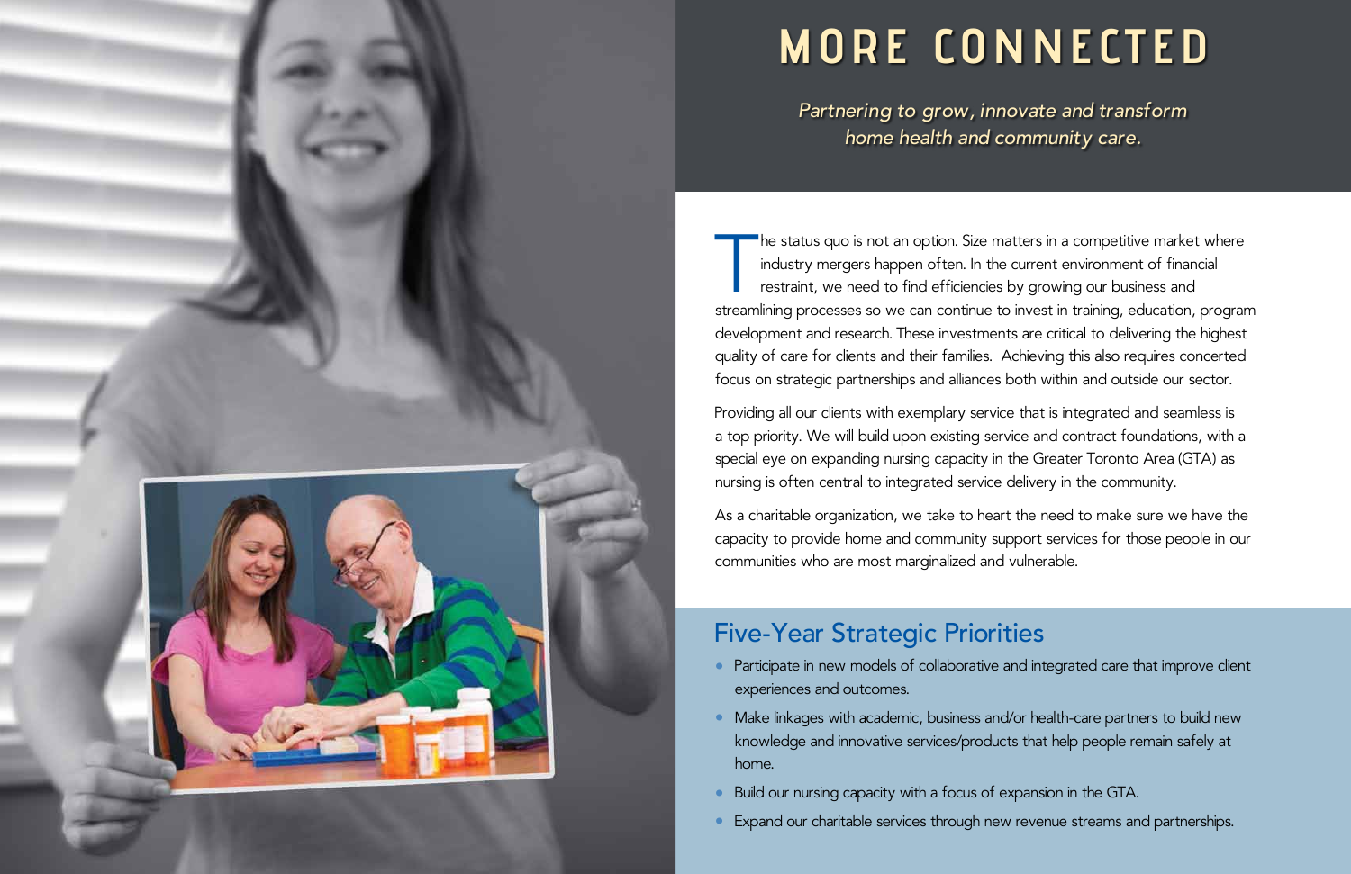# MORE CONNECTED

*Partnering to grow, innovate and transform home health and community care.*

The status quo is not an option. Size matters in a competitive market where industry mergers happen often. In the current environment of financial restraint, we need to find efficiencies by growing our business and streamlining processes so we can continue to invest in training, education, program development and research. These investments are critical to delivering the highest quality of care for clients and their families. Achieving this also requires concerted focus on strategic partnerships and alliances both within and outside our sector.

Providing all our clients with exemplary service that is integrated and seamless is a top priority. We will build upon existing service and contract foundations, with a special eye on expanding nursing capacity in the Greater Toronto Area (GTA) as nursing is often central to integrated service delivery in the community.

As a charitable organization, we take to heart the need to make sure we have the capacity to provide home and community support services for those people in our communities who are most marginalized and vulnerable.

## Five-Year Strategic Priorities

- Participate in new models of collaborative and integrated care that improve client experiences and outcomes.
- Make linkages with academic, business and/or health-care partners to build new knowledge and innovative services/products that help people remain safely at home.
- Build our nursing capacity with a focus of expansion in the GTA.
- Expand our charitable services through new revenue streams and partnerships.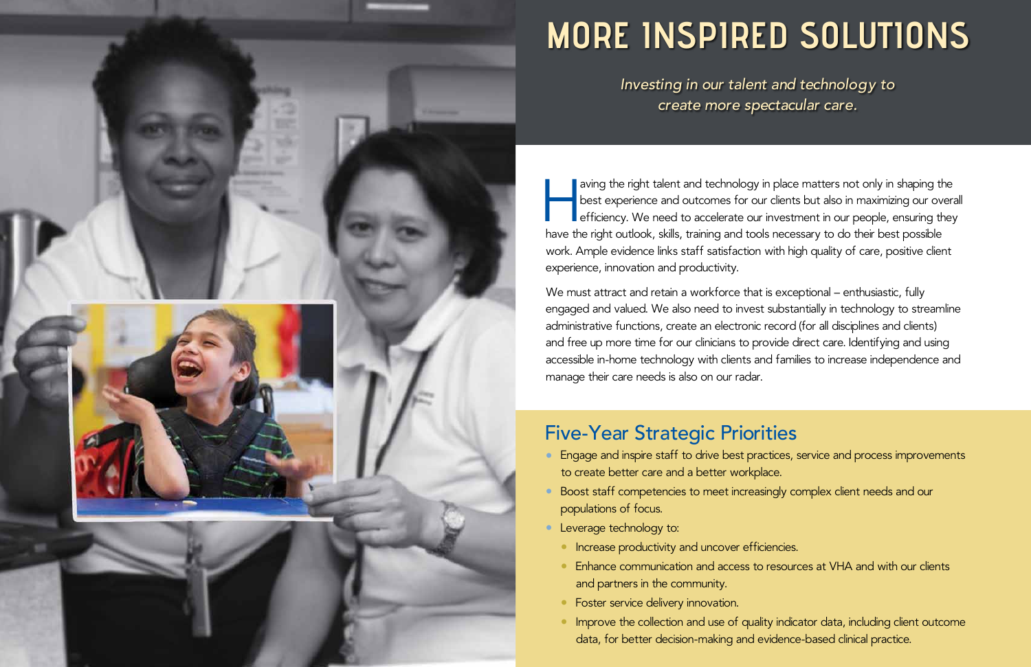# MORE INSPIRED SOLUTIONS

*Investing in our talent and technology to create more spectacular care.*

Having the right talent and technology in place matters not only in shaping the best experience and outcomes for our clients but also in maximizing our overall efficiency. We need to accelerate our investment in our people, ensuring they have the right outlook, skills, training and tools necessary to do their best possible work. Ample evidence links staff satisfaction with high quality of care, positive client experience, innovation and productivity.

We must attract and retain a workforce that is exceptional – enthusiastic, fully engaged and valued. We also need to invest substantially in technology to streamline administrative functions, create an electronic record (for all disciplines and clients) and free up more time for our clinicians to provide direct care. Identifying and using accessible in-home technology with clients and families to increase independence and manage their care needs is also on our radar.

## Five-Year Strategic Priorities

- Engage and inspire staff to drive best practices, service and process improvements to create better care and a better workplace.
- Boost staff competencies to meet increasingly complex client needs and our populations of focus.
- Leverage technology to:
  - Increase productivity and uncover efficiencies.
  - Enhance communication and access to resources at VHA and with our clients and partners in the community.
  - Foster service delivery innovation.
  - Improve the collection and use of quality indicator data, including client outcome data, for better decision-making and evidence-based clinical practice.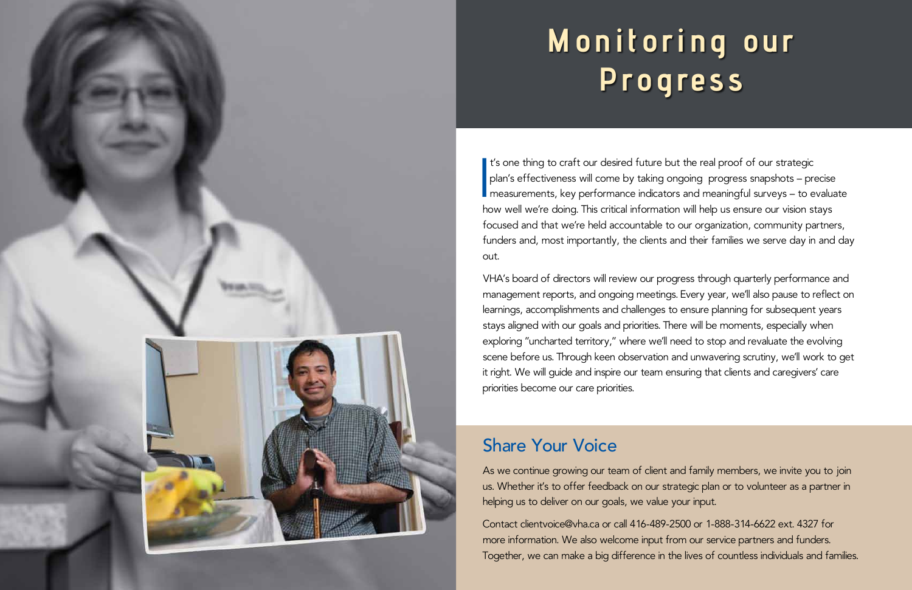# Monitoring our Progress

It's one thing to craft our desired future but the real proof of our strategic plan's effectiveness will come by taking ongoing progress snapshots – precise measurements, key performance indicators and meaningful surveys – to evaluate how well we're doing. This critical information will help us ensure our vision stays focused and that we're held accountable to our organization, community partners, funders and, most importantly, the clients and their families we serve day in and day out.

VHA's board of directors will review our progress through quarterly performance and management reports, and ongoing meetings. Every year, we'll also pause to reflect on learnings, accomplishments and challenges to ensure planning for subsequent years stays aligned with our goals and priorities. There will be moments, especially when exploring "uncharted territory," where we'll need to stop and revaluate the evolving scene before us. Through keen observation and unwavering scrutiny, we'll work to get it right. We will guide and inspire our team ensuring that clients and caregivers' care priorities become our care priorities.

## Share Your Voice

As we continue growing our team of client and family members, we invite you to join us. Whether it's to offer feedback on our strategic plan or to volunteer as a partner in helping us to deliver on our goals, we value your input.

Contact clientvoice@vha.ca or call 416-489-2500 or 1-888-314-6622 ext. 4327 for more information. We also welcome input from our service partners and funders. Together, we can make a big difference in the lives of countless individuals and families.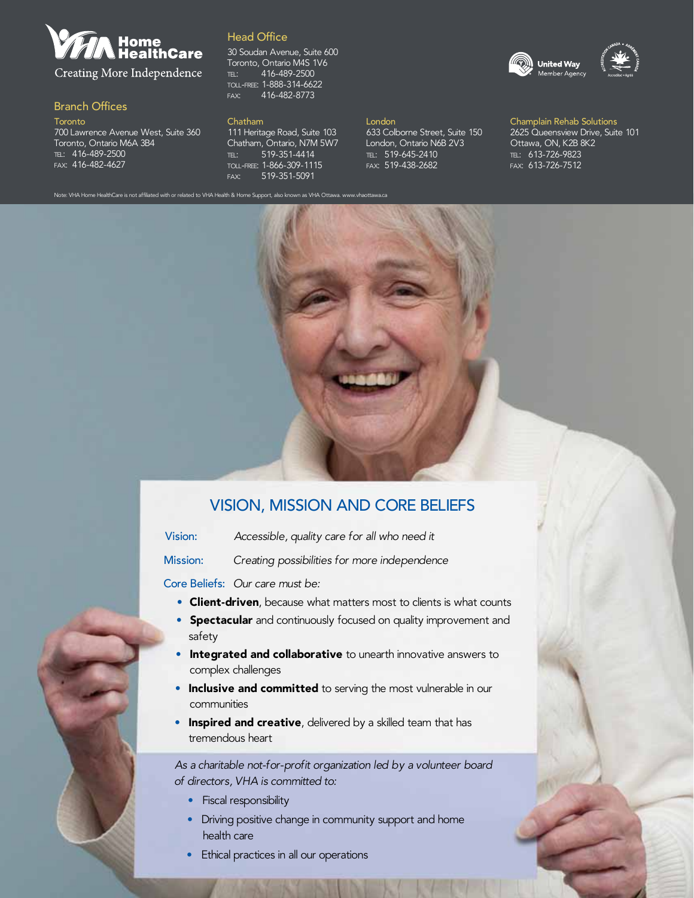VHA Home HealthCare

Creating More Independence

## Head Office

30 Soudan Avenue, Suite 600
Toronto, Ontario M4S 1V6
TEL: 416-489-2500
TOLL-FREE: 1-888-314-6622
FAX: 416-482-8773

United Way Member Agency

## Branch Offices

**Toronto**
700 Lawrence Avenue West, Suite 360
Toronto, Ontario M6A 3B4
TEL: 416-489-2500
FAX: 416-482-4627

**Chatham**
111 Heritage Road, Suite 103
Chatham, Ontario, N7M 5W7
TEL: 519-351-4414
TOLL-FREE: 1-866-309-1115
FAX: 519-351-5091

**London**
633 Colborne Street, Suite 150
London, Ontario N6B 2V3
TEL: 519-645-2410
FAX: 519-438-2682

**Champlain Rehab Solutions**
2625 Queensview Drive, Suite 101
Ottawa, ON, K2B 8K2
TEL: 613-726-9823
FAX: 613-726-7512

Note: VHA Home HealthCare is not affiliated with or related to VHA Health & Home Support, also known as VHA Ottawa. www.vhaottawa.ca

# VISION, MISSION AND CORE BELIEFS

**Vision:** *Accessible, quality care for all who need it*

**Mission:** *Creating possibilities for more independence*

**Core Beliefs:** *Our care must be:*

- **Client-driven**, because what matters most to clients is what counts
- **Spectacular** and continuously focused on quality improvement and safety
- **Integrated and collaborative** to unearth innovative answers to complex challenges
- **Inclusive and committed** to serving the most vulnerable in our communities
- **Inspired and creative**, delivered by a skilled team that has tremendous heart

*As a charitable not-for-profit organization led by a volunteer board of directors, VHA is committed to:*

- Fiscal responsibility
- Driving positive change in community support and home health care
- Ethical practices in all our operations